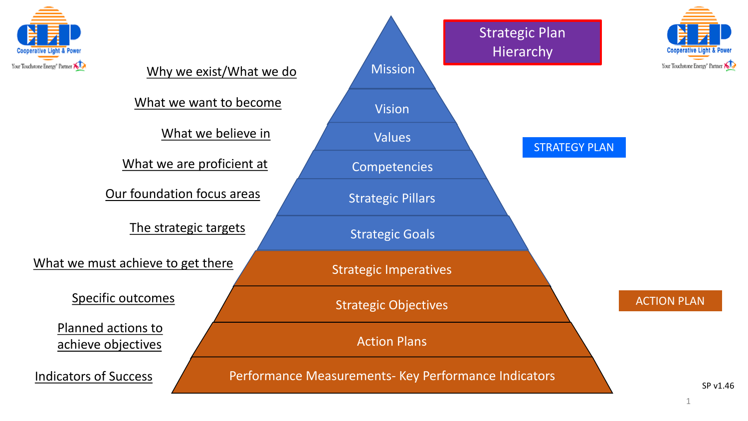# Strategic Plan Hierarchy

| Description | Level | Plan |
| --- | --- | --- |
| Why we exist/What we do | Mission | STRATEGY PLAN |
| What we want to become | Vision | STRATEGY PLAN |
| What we believe in | Values | STRATEGY PLAN |
| What we are proficient at | Competencies | STRATEGY PLAN |
| Our foundation focus areas | Strategic Pillars | STRATEGY PLAN |
| The strategic targets | Strategic Goals | STRATEGY PLAN |
| What we must achieve to get there | Strategic Imperatives | ACTION PLAN |
| Specific outcomes | Strategic Objectives | ACTION PLAN |
| Planned actions to achieve objectives | Action Plans | ACTION PLAN |
| Indicators of Success | Performance Measurements- Key Performance Indicators | ACTION PLAN |

SP v1.46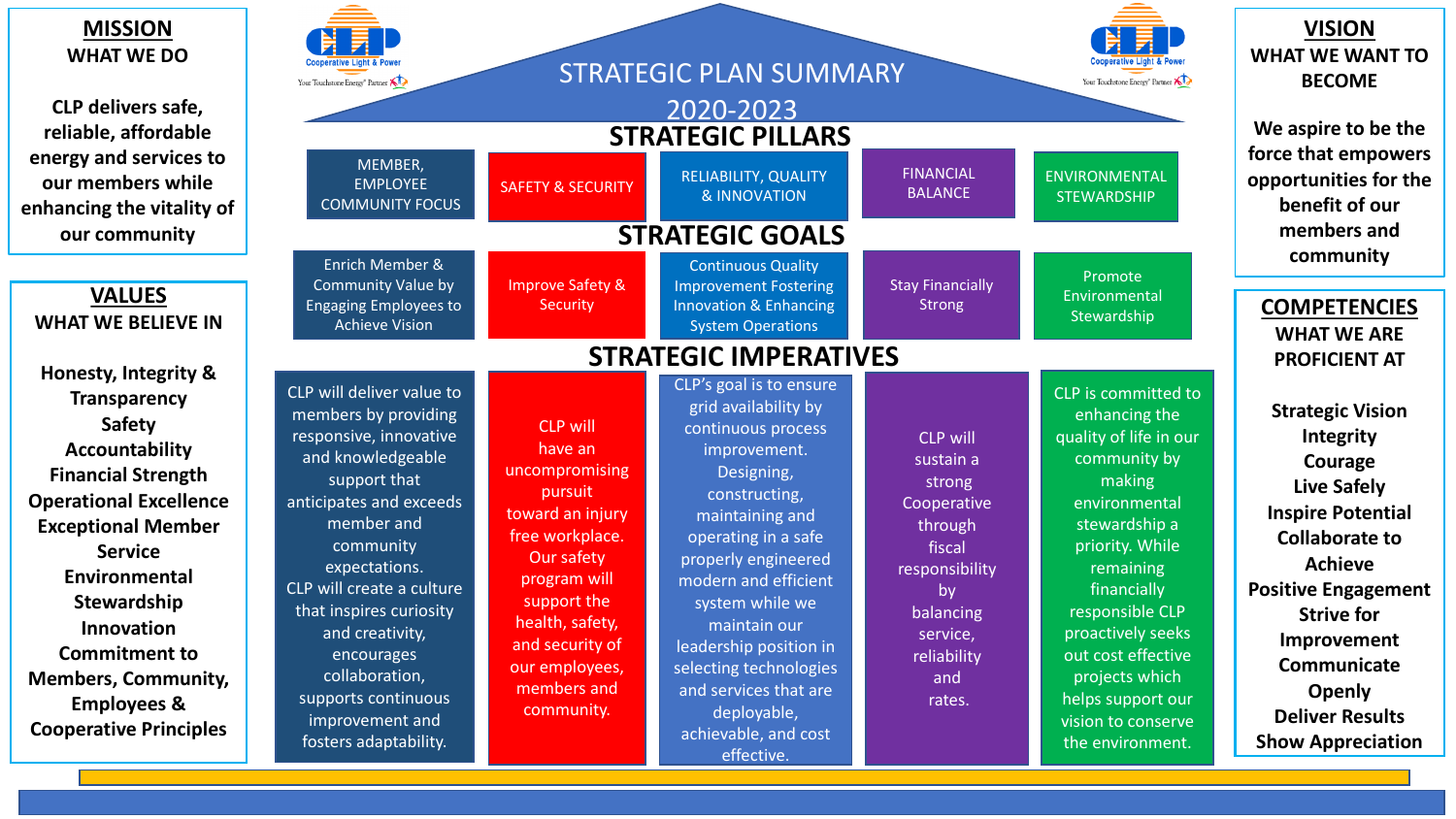# STRATEGIC PLAN SUMMARY 2020-2023

Cooperative Light & Power — Your Touchstone Energy® Partner

## MISSION
### WHAT WE DO

CLP delivers safe, reliable, affordable energy and services to our members while enhancing the vitality of our community

## VISION
### WHAT WE WANT TO BECOME

We aspire to be the force that empowers opportunities for the benefit of our members and community

## VALUES
### WHAT WE BELIEVE IN

- Honesty, Integrity & Transparency
- Safety
- Accountability
- Financial Strength
- Operational Excellence
- Exceptional Member Service
- Environmental Stewardship
- Innovation
- Commitment to Members, Community, Employees & Cooperative Principles

## COMPETENCIES
### WHAT WE ARE PROFICIENT AT

- Strategic Vision
- Integrity
- Courage
- Live Safely
- Inspire Potential
- Collaborate to Achieve
- Positive Engagement
- Strive for Improvement
- Communicate Openly
- Deliver Results
- Show Appreciation

## STRATEGIC PILLARS, GOALS AND IMPERATIVES

| | Member, Employee Community Focus | Safety & Security | Reliability, Quality & Innovation | Financial Balance | Environmental Stewardship |
|---|---|---|---|---|---|
| **Strategic Goals** | Enrich Member & Community Value by Engaging Employees to Achieve Vision | Improve Safety & Security | Continuous Quality Improvement Fostering Innovation & Enhancing System Operations | Stay Financially Strong | Promote Environmental Stewardship |
| **Strategic Imperatives** | CLP will deliver value to members by providing responsive, innovative and knowledgeable support that anticipates and exceeds member and community expectations. CLP will create a culture that inspires curiosity and creativity, encourages collaboration, supports continuous improvement and fosters adaptability. | CLP will have an uncompromising pursuit toward an injury free workplace. Our safety program will support the health, safety, and security of our employees, members and community. | CLP's goal is to ensure grid availability by continuous process improvement. Designing, constructing, maintaining and operating in a safe properly engineered modern and efficient system while we maintain our leadership position in selecting technologies and services that are deployable, achievable, and cost effective. | CLP will sustain a strong Cooperative through fiscal responsibility by balancing service, reliability and rates. | CLP is committed to enhancing the quality of life in our community by making environmental stewardship a priority. While remaining financially responsible CLP proactively seeks out cost effective projects which helps support our vision to conserve the environment. |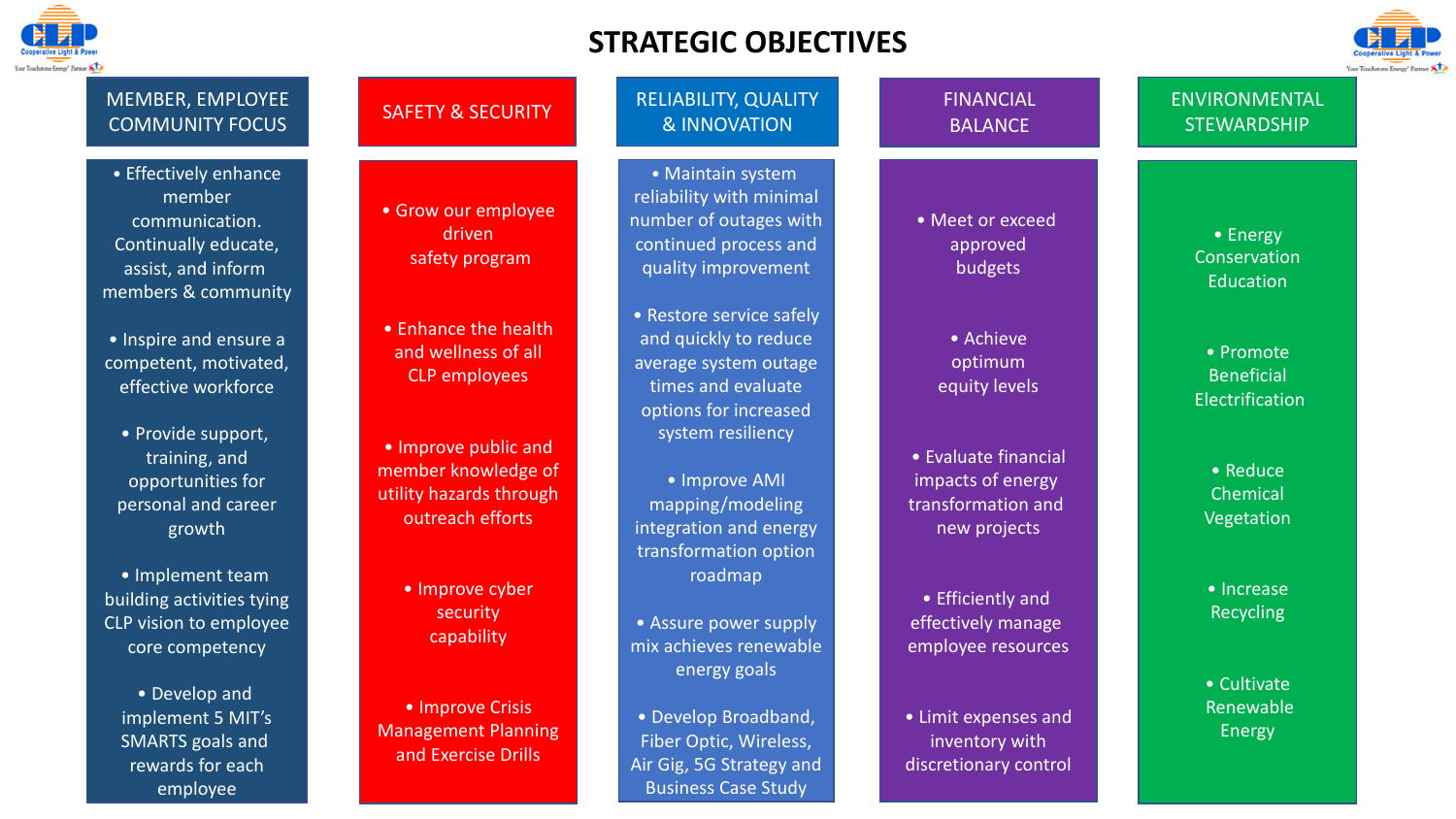# STRATEGIC OBJECTIVES

## MEMBER, EMPLOYEE COMMUNITY FOCUS

- Effectively enhance member communication. Continually educate, assist, and inform members & community
- Inspire and ensure a competent, motivated, effective workforce
- Provide support, training, and opportunities for personal and career growth
- Implement team building activities tying CLP vision to employee core competency
- Develop and implement 5 MIT's SMARTS goals and rewards for each employee

## SAFETY & SECURITY

- Grow our employee driven safety program
- Enhance the health and wellness of all CLP employees
- Improve public and member knowledge of utility hazards through outreach efforts
- Improve cyber security capability
- Improve Crisis Management Planning and Exercise Drills

## RELIABILITY, QUALITY & INNOVATION

- Maintain system reliability with minimal number of outages with continued process and quality improvement
- Restore service safely and quickly to reduce average system outage times and evaluate options for increased system resiliency
- Improve AMI mapping/modeling integration and energy transformation option roadmap
- Assure power supply mix achieves renewable energy goals
- Develop Broadband, Fiber Optic, Wireless, Air Gig, 5G Strategy and Business Case Study

## FINANCIAL BALANCE

- Meet or exceed approved budgets
- Achieve optimum equity levels
- Evaluate financial impacts of energy transformation and new projects
- Efficiently and effectively manage employee resources
- Limit expenses and inventory with discretionary control

## ENVIRONMENTAL STEWARDSHIP

- Energy Conservation Education
- Promote Beneficial Electrification
- Reduce Chemical Vegetation
- Increase Recycling
- Cultivate Renewable Energy